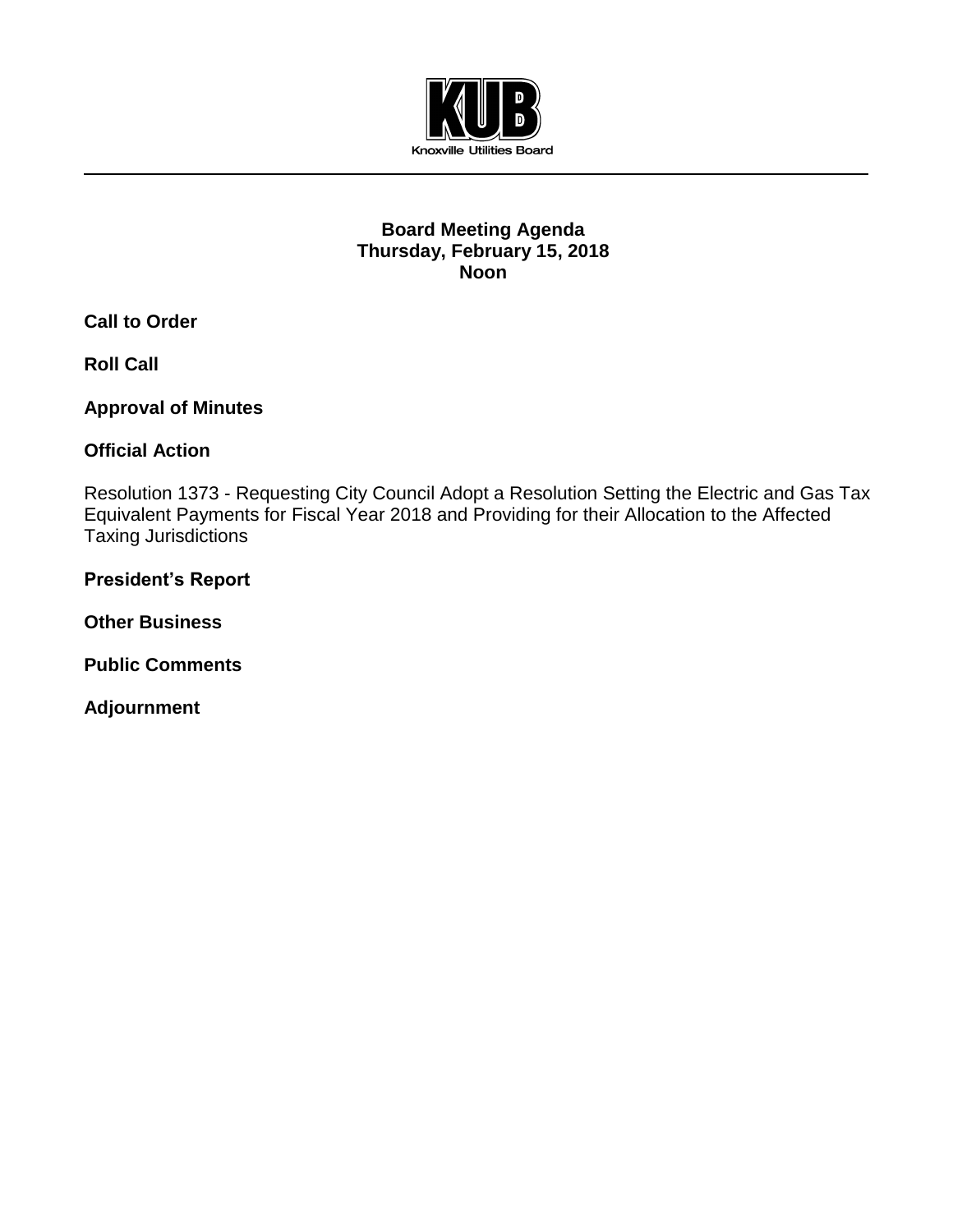Knoxville Utilities Board

# Board Meeting Agenda
## Thursday, February 15, 2018
## Noon

**Call to Order**

**Roll Call**

**Approval of Minutes**

**Official Action**

Resolution 1373 - Requesting City Council Adopt a Resolution Setting the Electric and Gas Tax Equivalent Payments for Fiscal Year 2018 and Providing for their Allocation to the Affected Taxing Jurisdictions

**President's Report**

**Other Business**

**Public Comments**

**Adjournment**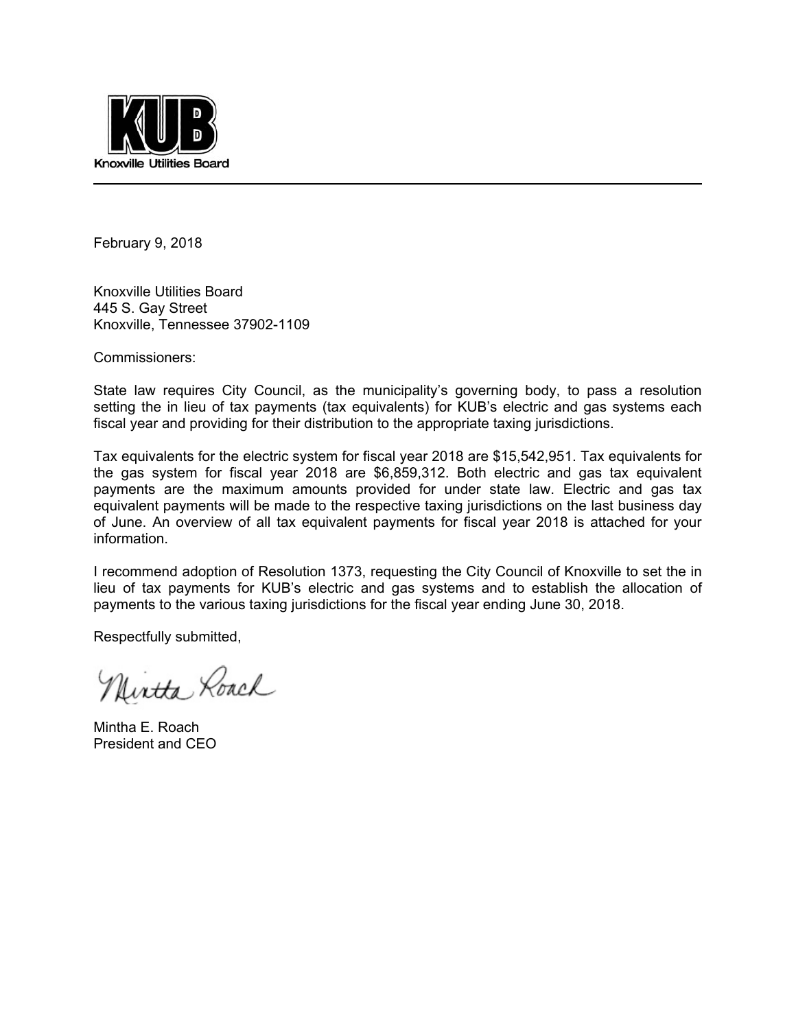**KUB**
Knoxville Utilities Board

---

February 9, 2018

Knoxville Utilities Board
445 S. Gay Street
Knoxville, Tennessee 37902-1109

Commissioners:

State law requires City Council, as the municipality's governing body, to pass a resolution setting the in lieu of tax payments (tax equivalents) for KUB's electric and gas systems each fiscal year and providing for their distribution to the appropriate taxing jurisdictions.

Tax equivalents for the electric system for fiscal year 2018 are $15,542,951. Tax equivalents for the gas system for fiscal year 2018 are $6,859,312. Both electric and gas tax equivalent payments are the maximum amounts provided for under state law. Electric and gas tax equivalent payments will be made to the respective taxing jurisdictions on the last business day of June. An overview of all tax equivalent payments for fiscal year 2018 is attached for your information.

I recommend adoption of Resolution 1373, requesting the City Council of Knoxville to set the in lieu of tax payments for KUB's electric and gas systems and to establish the allocation of payments to the various taxing jurisdictions for the fiscal year ending June 30, 2018.

Respectfully submitted,

Mintha Roach

Mintha E. Roach
President and CEO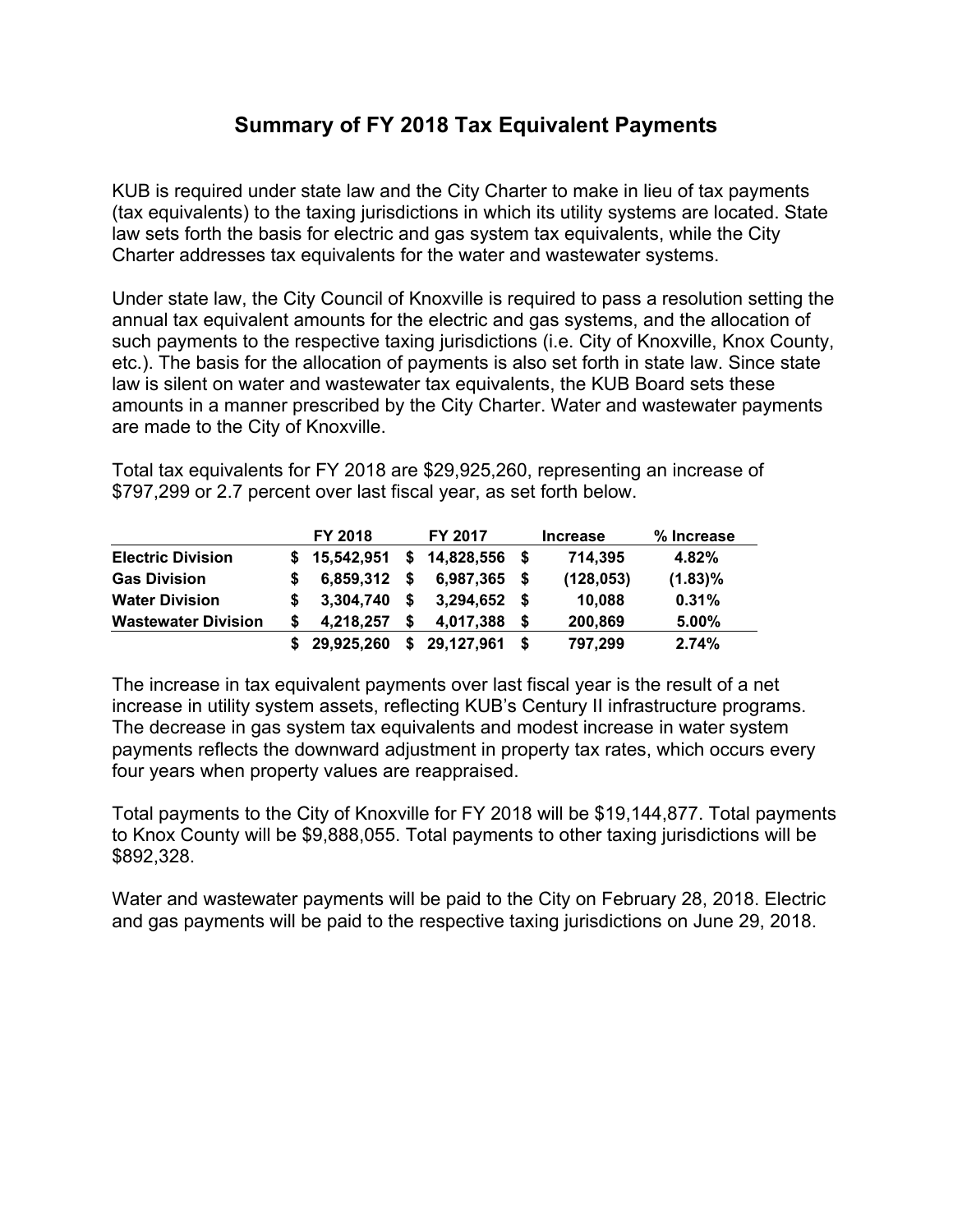# Summary of FY 2018 Tax Equivalent Payments

KUB is required under state law and the City Charter to make in lieu of tax payments (tax equivalents) to the taxing jurisdictions in which its utility systems are located. State law sets forth the basis for electric and gas system tax equivalents, while the City Charter addresses tax equivalents for the water and wastewater systems.

Under state law, the City Council of Knoxville is required to pass a resolution setting the annual tax equivalent amounts for the electric and gas systems, and the allocation of such payments to the respective taxing jurisdictions (i.e. City of Knoxville, Knox County, etc.). The basis for the allocation of payments is also set forth in state law. Since state law is silent on water and wastewater tax equivalents, the KUB Board sets these amounts in a manner prescribed by the City Charter. Water and wastewater payments are made to the City of Knoxville.

Total tax equivalents for FY 2018 are $29,925,260, representing an increase of $797,299 or 2.7 percent over last fiscal year, as set forth below.

| | FY 2018 | FY 2017 | Increase | % Increase |
|---|---|---|---|---|
| **Electric Division** | **$ 15,542,951** | **$ 14,828,556** | **$ 714,395** | **4.82%** |
| **Gas Division** | **$ 6,859,312** | **$ 6,987,365** | **$ (128,053)** | **(1.83)%** |
| **Water Division** | **$ 3,304,740** | **$ 3,294,652** | **$ 10,088** | **0.31%** |
| **Wastewater Division** | **$ 4,218,257** | **$ 4,017,388** | **$ 200,869** | **5.00%** |
| | **$ 29,925,260** | **$ 29,127,961** | **$ 797,299** | **2.74%** |

The increase in tax equivalent payments over last fiscal year is the result of a net increase in utility system assets, reflecting KUB's Century II infrastructure programs. The decrease in gas system tax equivalents and modest increase in water system payments reflects the downward adjustment in property tax rates, which occurs every four years when property values are reappraised.

Total payments to the City of Knoxville for FY 2018 will be $19,144,877. Total payments to Knox County will be $9,888,055. Total payments to other taxing jurisdictions will be $892,328.

Water and wastewater payments will be paid to the City on February 28, 2018. Electric and gas payments will be paid to the respective taxing jurisdictions on June 29, 2018.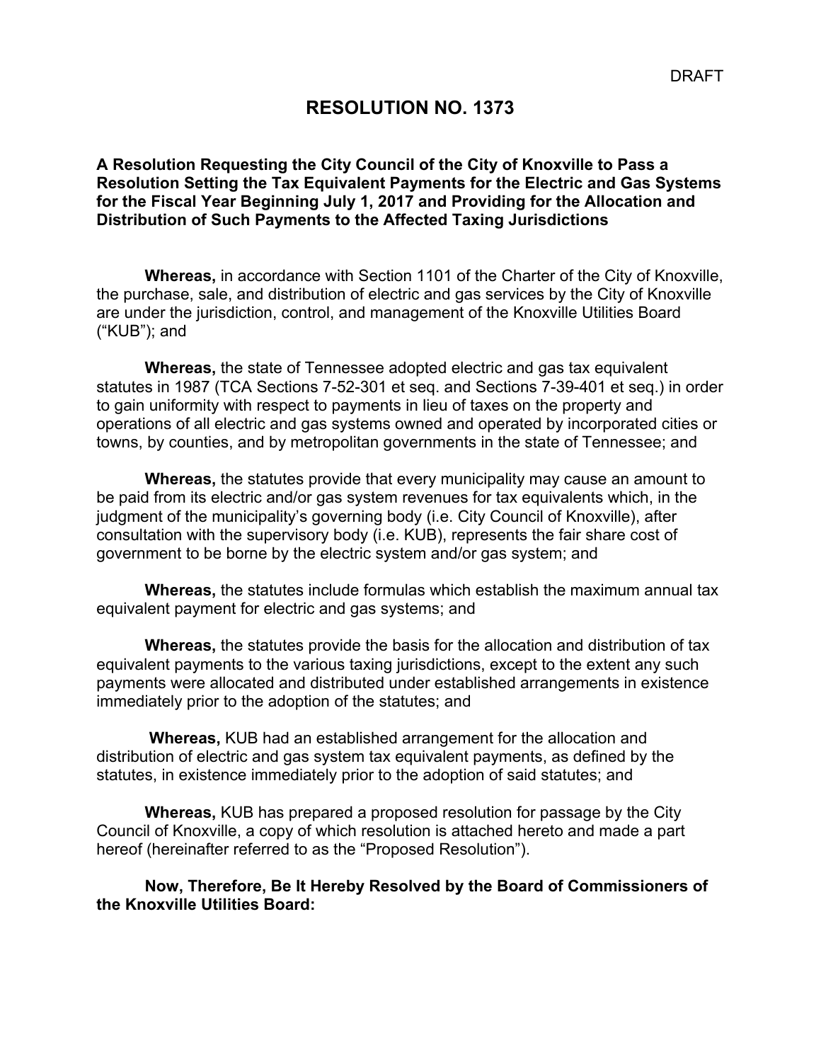DRAFT

# RESOLUTION NO. 1373

**A Resolution Requesting the City Council of the City of Knoxville to Pass a Resolution Setting the Tax Equivalent Payments for the Electric and Gas Systems for the Fiscal Year Beginning July 1, 2017 and Providing for the Allocation and Distribution of Such Payments to the Affected Taxing Jurisdictions**

**Whereas,** in accordance with Section 1101 of the Charter of the City of Knoxville, the purchase, sale, and distribution of electric and gas services by the City of Knoxville are under the jurisdiction, control, and management of the Knoxville Utilities Board ("KUB"); and

**Whereas,** the state of Tennessee adopted electric and gas tax equivalent statutes in 1987 (TCA Sections 7-52-301 et seq. and Sections 7-39-401 et seq.) in order to gain uniformity with respect to payments in lieu of taxes on the property and operations of all electric and gas systems owned and operated by incorporated cities or towns, by counties, and by metropolitan governments in the state of Tennessee; and

**Whereas,** the statutes provide that every municipality may cause an amount to be paid from its electric and/or gas system revenues for tax equivalents which, in the judgment of the municipality's governing body (i.e. City Council of Knoxville), after consultation with the supervisory body (i.e. KUB), represents the fair share cost of government to be borne by the electric system and/or gas system; and

**Whereas,** the statutes include formulas which establish the maximum annual tax equivalent payment for electric and gas systems; and

**Whereas,** the statutes provide the basis for the allocation and distribution of tax equivalent payments to the various taxing jurisdictions, except to the extent any such payments were allocated and distributed under established arrangements in existence immediately prior to the adoption of the statutes; and

**Whereas,** KUB had an established arrangement for the allocation and distribution of electric and gas system tax equivalent payments, as defined by the statutes, in existence immediately prior to the adoption of said statutes; and

**Whereas,** KUB has prepared a proposed resolution for passage by the City Council of Knoxville, a copy of which resolution is attached hereto and made a part hereof (hereinafter referred to as the "Proposed Resolution").

**Now, Therefore, Be It Hereby Resolved by the Board of Commissioners of the Knoxville Utilities Board:**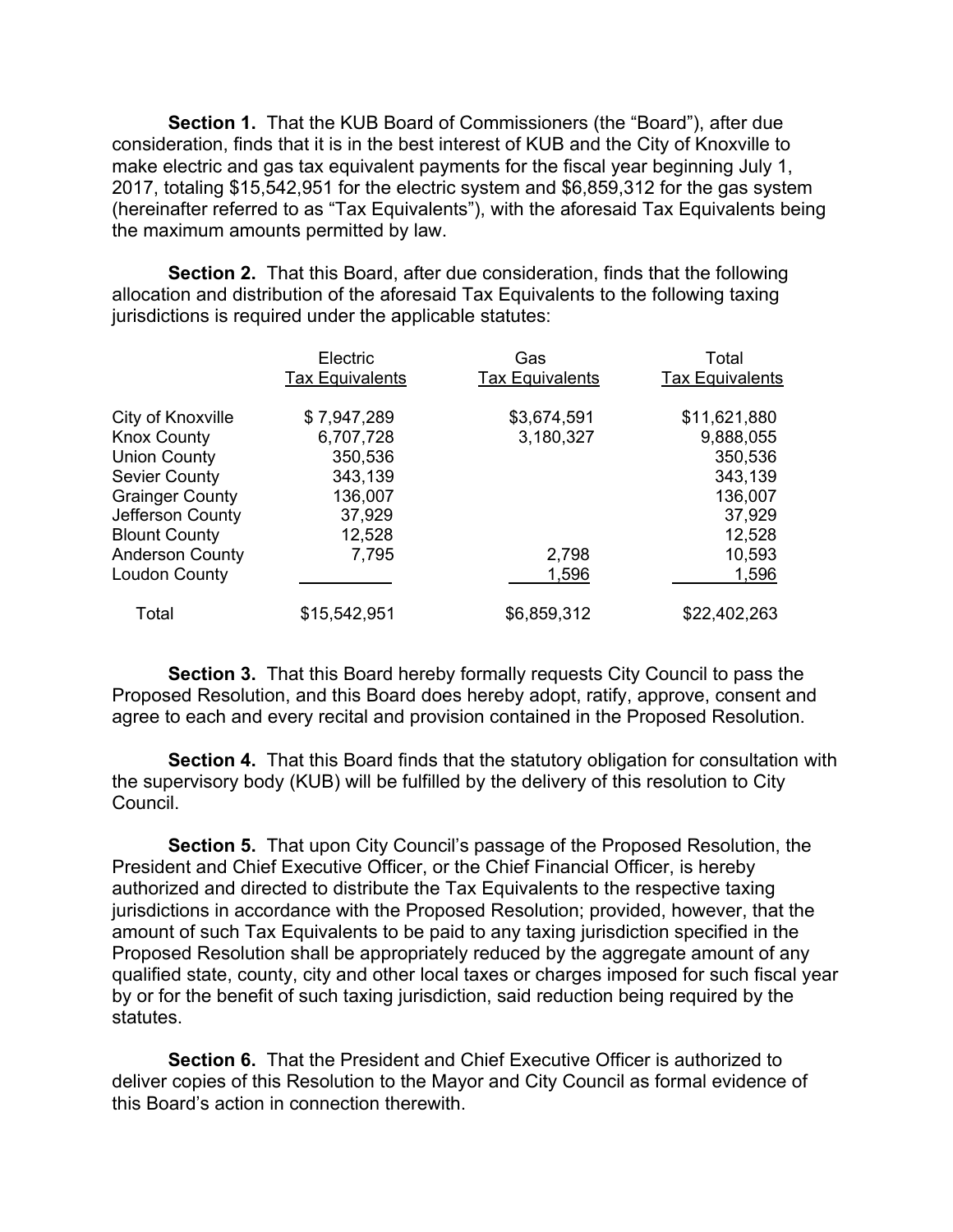**Section 1.** That the KUB Board of Commissioners (the "Board"), after due consideration, finds that it is in the best interest of KUB and the City of Knoxville to make electric and gas tax equivalent payments for the fiscal year beginning July 1, 2017, totaling $15,542,951 for the electric system and $6,859,312 for the gas system (hereinafter referred to as "Tax Equivalents"), with the aforesaid Tax Equivalents being the maximum amounts permitted by law.

**Section 2.** That this Board, after due consideration, finds that the following allocation and distribution of the aforesaid Tax Equivalents to the following taxing jurisdictions is required under the applicable statutes:

| | Electric Tax Equivalents | Gas Tax Equivalents | Total Tax Equivalents |
|---|---|---|---|
| City of Knoxville | $ 7,947,289 | $3,674,591 | $11,621,880 |
| Knox County | 6,707,728 | 3,180,327 | 9,888,055 |
| Union County | 350,536 | | 350,536 |
| Sevier County | 343,139 | | 343,139 |
| Grainger County | 136,007 | | 136,007 |
| Jefferson County | 37,929 | | 37,929 |
| Blount County | 12,528 | | 12,528 |
| Anderson County | 7,795 | 2,798 | 10,593 |
| Loudon County | | 1,596 | 1,596 |
| Total | $15,542,951 | $6,859,312 | $22,402,263 |

**Section 3.** That this Board hereby formally requests City Council to pass the Proposed Resolution, and this Board does hereby adopt, ratify, approve, consent and agree to each and every recital and provision contained in the Proposed Resolution.

**Section 4.** That this Board finds that the statutory obligation for consultation with the supervisory body (KUB) will be fulfilled by the delivery of this resolution to City Council.

**Section 5.** That upon City Council's passage of the Proposed Resolution, the President and Chief Executive Officer, or the Chief Financial Officer, is hereby authorized and directed to distribute the Tax Equivalents to the respective taxing jurisdictions in accordance with the Proposed Resolution; provided, however, that the amount of such Tax Equivalents to be paid to any taxing jurisdiction specified in the Proposed Resolution shall be appropriately reduced by the aggregate amount of any qualified state, county, city and other local taxes or charges imposed for such fiscal year by or for the benefit of such taxing jurisdiction, said reduction being required by the statutes.

**Section 6.** That the President and Chief Executive Officer is authorized to deliver copies of this Resolution to the Mayor and City Council as formal evidence of this Board's action in connection therewith.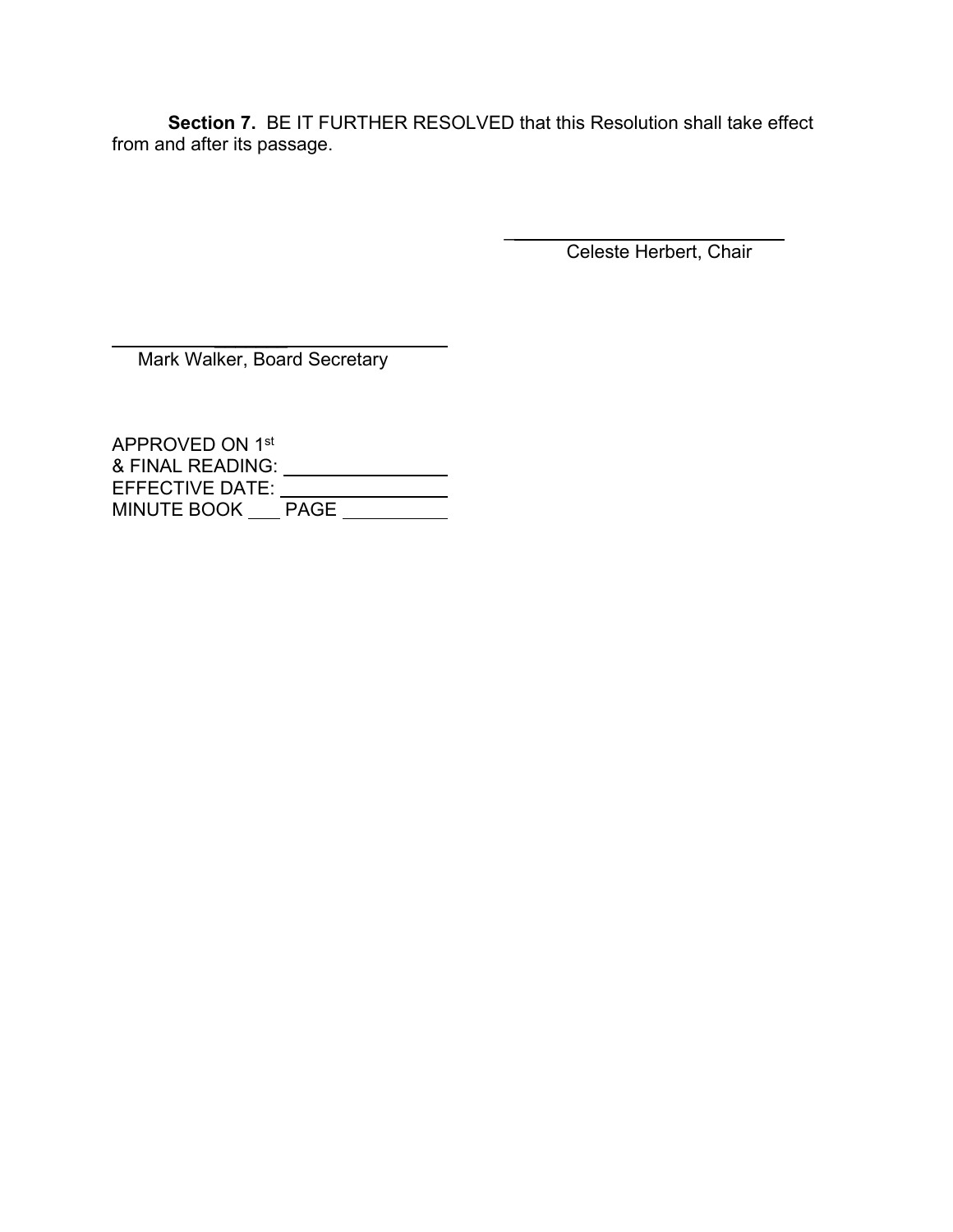**Section 7.** BE IT FURTHER RESOLVED that this Resolution shall take effect from and after its passage.

\_\_\_\_\_\_\_\_\_\_\_\_\_\_\_\_\_\_\_\_\_\_\_\_\_\_\_\_\_\_
Celeste Herbert, Chair

\_\_\_\_\_\_\_\_\_\_\_\_\_\_\_\_\_\_\_\_\_\_\_\_\_\_\_\_\_\_
Mark Walker, Board Secretary

APPROVED ON 1st
& FINAL READING: \_\_\_\_\_\_\_\_\_\_\_\_\_\_\_\_
EFFECTIVE DATE: \_\_\_\_\_\_\_\_\_\_\_\_\_\_\_\_
MINUTE BOOK \_\_\_ PAGE \_\_\_\_\_\_\_\_\_\_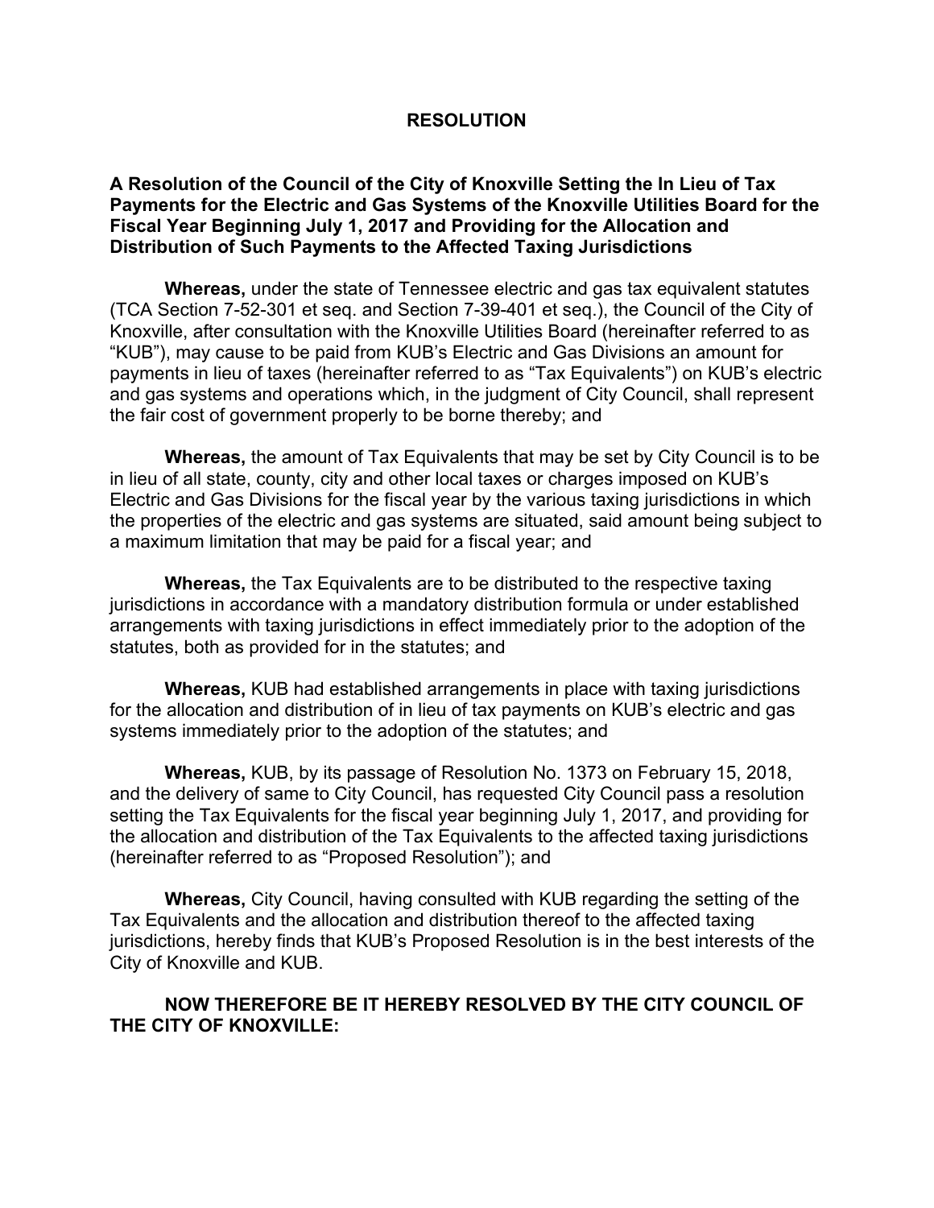# RESOLUTION

**A Resolution of the Council of the City of Knoxville Setting the In Lieu of Tax Payments for the Electric and Gas Systems of the Knoxville Utilities Board for the Fiscal Year Beginning July 1, 2017 and Providing for the Allocation and Distribution of Such Payments to the Affected Taxing Jurisdictions**

**Whereas,** under the state of Tennessee electric and gas tax equivalent statutes (TCA Section 7-52-301 et seq. and Section 7-39-401 et seq.), the Council of the City of Knoxville, after consultation with the Knoxville Utilities Board (hereinafter referred to as "KUB"), may cause to be paid from KUB's Electric and Gas Divisions an amount for payments in lieu of taxes (hereinafter referred to as "Tax Equivalents") on KUB's electric and gas systems and operations which, in the judgment of City Council, shall represent the fair cost of government properly to be borne thereby; and

**Whereas,** the amount of Tax Equivalents that may be set by City Council is to be in lieu of all state, county, city and other local taxes or charges imposed on KUB's Electric and Gas Divisions for the fiscal year by the various taxing jurisdictions in which the properties of the electric and gas systems are situated, said amount being subject to a maximum limitation that may be paid for a fiscal year; and

**Whereas,** the Tax Equivalents are to be distributed to the respective taxing jurisdictions in accordance with a mandatory distribution formula or under established arrangements with taxing jurisdictions in effect immediately prior to the adoption of the statutes, both as provided for in the statutes; and

**Whereas,** KUB had established arrangements in place with taxing jurisdictions for the allocation and distribution of in lieu of tax payments on KUB's electric and gas systems immediately prior to the adoption of the statutes; and

**Whereas,** KUB, by its passage of Resolution No. 1373 on February 15, 2018, and the delivery of same to City Council, has requested City Council pass a resolution setting the Tax Equivalents for the fiscal year beginning July 1, 2017, and providing for the allocation and distribution of the Tax Equivalents to the affected taxing jurisdictions (hereinafter referred to as "Proposed Resolution"); and

**Whereas,** City Council, having consulted with KUB regarding the setting of the Tax Equivalents and the allocation and distribution thereof to the affected taxing jurisdictions, hereby finds that KUB's Proposed Resolution is in the best interests of the City of Knoxville and KUB.

**NOW THEREFORE BE IT HEREBY RESOLVED BY THE CITY COUNCIL OF THE CITY OF KNOXVILLE:**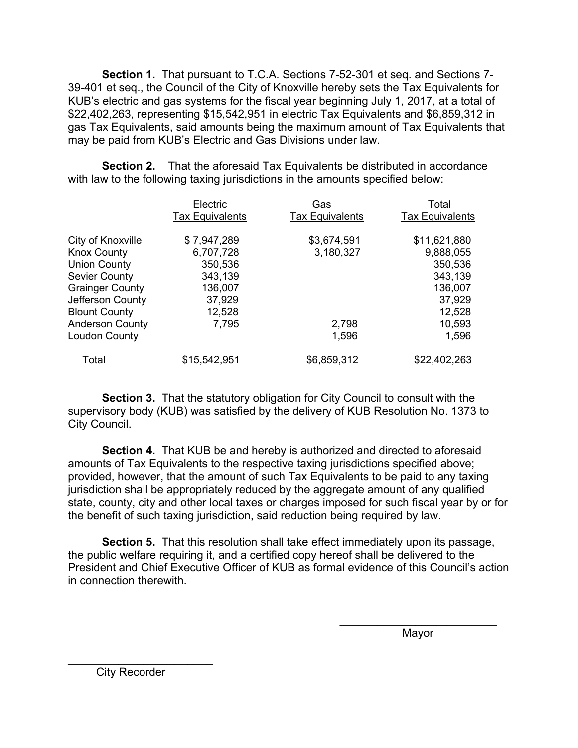**Section 1.** That pursuant to T.C.A. Sections 7-52-301 et seq. and Sections 7-39-401 et seq., the Council of the City of Knoxville hereby sets the Tax Equivalents for KUB's electric and gas systems for the fiscal year beginning July 1, 2017, at a total of $22,402,263, representing $15,542,951 in electric Tax Equivalents and $6,859,312 in gas Tax Equivalents, said amounts being the maximum amount of Tax Equivalents that may be paid from KUB's Electric and Gas Divisions under law.

**Section 2.** That the aforesaid Tax Equivalents be distributed in accordance with law to the following taxing jurisdictions in the amounts specified below:

| | Electric Tax Equivalents | Gas Tax Equivalents | Total Tax Equivalents |
|---|---|---|---|
| City of Knoxville | $ 7,947,289 | $3,674,591 | $11,621,880 |
| Knox County | 6,707,728 | 3,180,327 | 9,888,055 |
| Union County | 350,536 | | 350,536 |
| Sevier County | 343,139 | | 343,139 |
| Grainger County | 136,007 | | 136,007 |
| Jefferson County | 37,929 | | 37,929 |
| Blount County | 12,528 | | 12,528 |
| Anderson County | 7,795 | 2,798 | 10,593 |
| Loudon County | | 1,596 | 1,596 |
| Total | $15,542,951 | $6,859,312 | $22,402,263 |

**Section 3.** That the statutory obligation for City Council to consult with the supervisory body (KUB) was satisfied by the delivery of KUB Resolution No. 1373 to City Council.

**Section 4.** That KUB be and hereby is authorized and directed to aforesaid amounts of Tax Equivalents to the respective taxing jurisdictions specified above; provided, however, that the amount of such Tax Equivalents to be paid to any taxing jurisdiction shall be appropriately reduced by the aggregate amount of any qualified state, county, city and other local taxes or charges imposed for such fiscal year by or for the benefit of such taxing jurisdiction, said reduction being required by law.

**Section 5.** That this resolution shall take effect immediately upon its passage, the public welfare requiring it, and a certified copy hereof shall be delivered to the President and Chief Executive Officer of KUB as formal evidence of this Council's action in connection therewith.

\_\_\_\_\_\_\_\_\_\_\_\_\_\_\_\_\_\_\_\_\_\_\_\_\_
Mayor

\_\_\_\_\_\_\_\_\_\_\_\_\_\_\_\_\_\_\_\_\_\_\_\_\_
City Recorder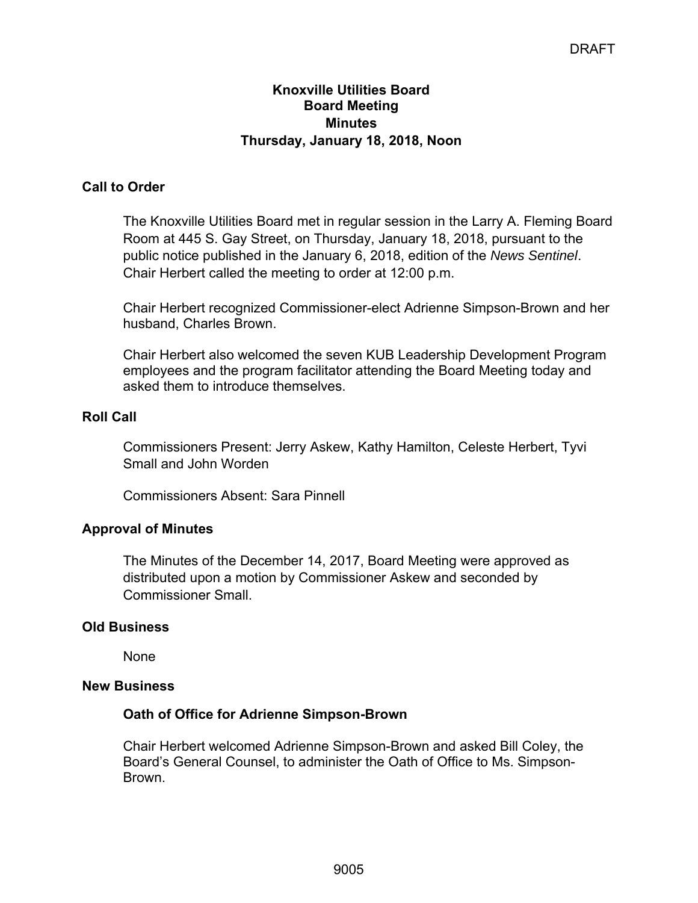DRAFT

# Knoxville Utilities Board
# Board Meeting
# Minutes
# Thursday, January 18, 2018, Noon

## Call to Order

The Knoxville Utilities Board met in regular session in the Larry A. Fleming Board Room at 445 S. Gay Street, on Thursday, January 18, 2018, pursuant to the public notice published in the January 6, 2018, edition of the *News Sentinel*. Chair Herbert called the meeting to order at 12:00 p.m.

Chair Herbert recognized Commissioner-elect Adrienne Simpson-Brown and her husband, Charles Brown.

Chair Herbert also welcomed the seven KUB Leadership Development Program employees and the program facilitator attending the Board Meeting today and asked them to introduce themselves.

## Roll Call

Commissioners Present: Jerry Askew, Kathy Hamilton, Celeste Herbert, Tyvi Small and John Worden

Commissioners Absent: Sara Pinnell

## Approval of Minutes

The Minutes of the December 14, 2017, Board Meeting were approved as distributed upon a motion by Commissioner Askew and seconded by Commissioner Small.

## Old Business

None

## New Business

### Oath of Office for Adrienne Simpson-Brown

Chair Herbert welcomed Adrienne Simpson-Brown and asked Bill Coley, the Board's General Counsel, to administer the Oath of Office to Ms. Simpson-Brown.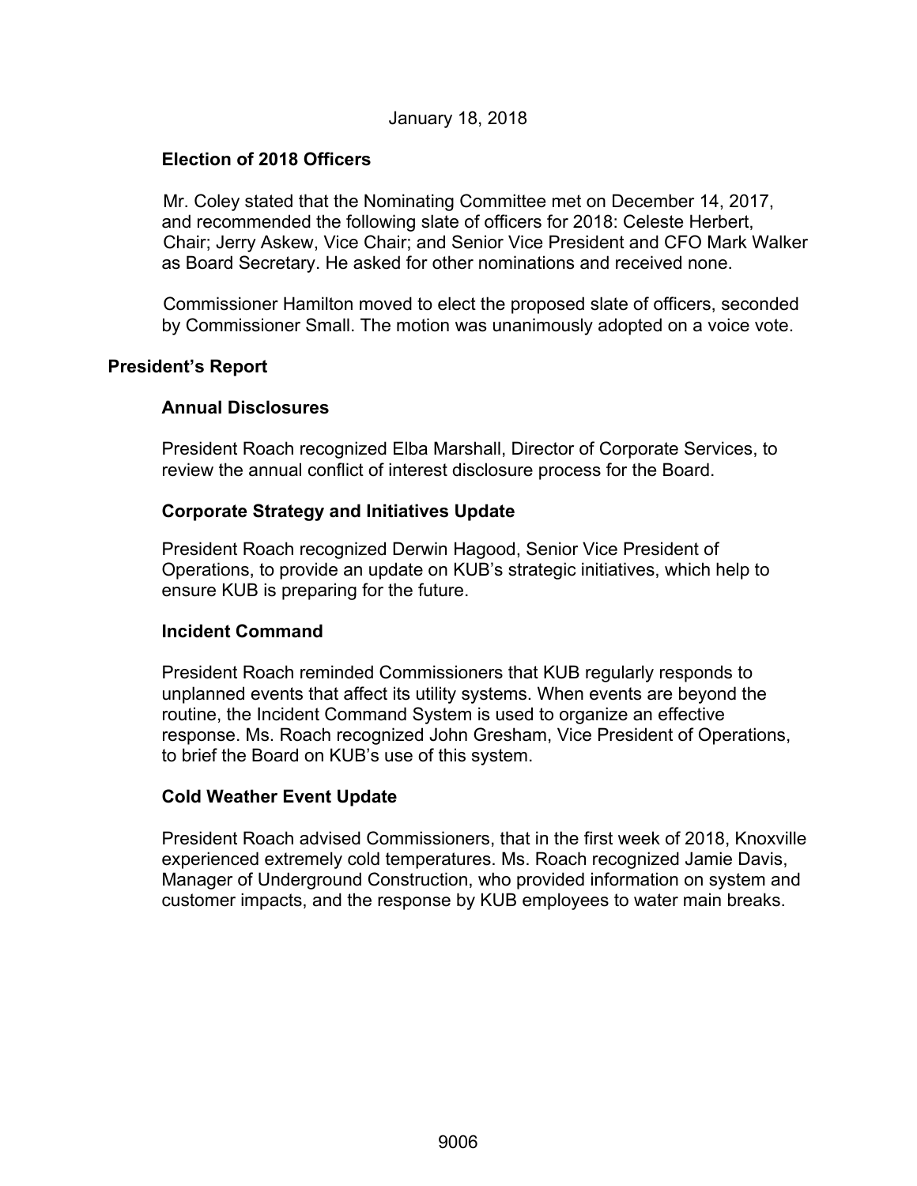January 18, 2018

### Election of 2018 Officers

Mr. Coley stated that the Nominating Committee met on December 14, 2017, and recommended the following slate of officers for 2018: Celeste Herbert, Chair; Jerry Askew, Vice Chair; and Senior Vice President and CFO Mark Walker as Board Secretary. He asked for other nominations and received none.

Commissioner Hamilton moved to elect the proposed slate of officers, seconded by Commissioner Small. The motion was unanimously adopted on a voice vote.

## President's Report

### Annual Disclosures

President Roach recognized Elba Marshall, Director of Corporate Services, to review the annual conflict of interest disclosure process for the Board.

### Corporate Strategy and Initiatives Update

President Roach recognized Derwin Hagood, Senior Vice President of Operations, to provide an update on KUB's strategic initiatives, which help to ensure KUB is preparing for the future.

### Incident Command

President Roach reminded Commissioners that KUB regularly responds to unplanned events that affect its utility systems. When events are beyond the routine, the Incident Command System is used to organize an effective response. Ms. Roach recognized John Gresham, Vice President of Operations, to brief the Board on KUB's use of this system.

### Cold Weather Event Update

President Roach advised Commissioners, that in the first week of 2018, Knoxville experienced extremely cold temperatures. Ms. Roach recognized Jamie Davis, Manager of Underground Construction, who provided information on system and customer impacts, and the response by KUB employees to water main breaks.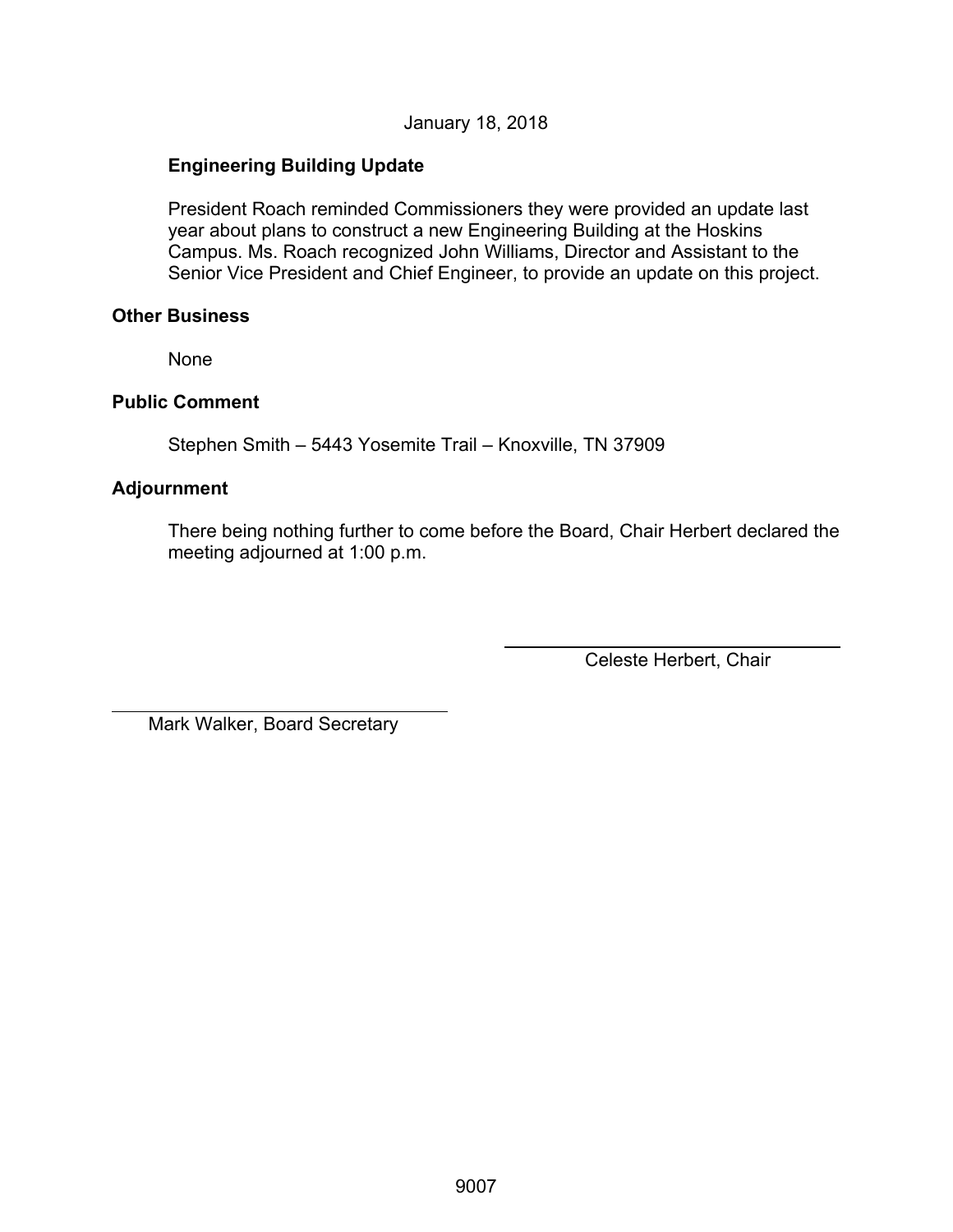January 18, 2018

**Engineering Building Update**

President Roach reminded Commissioners they were provided an update last year about plans to construct a new Engineering Building at the Hoskins Campus. Ms. Roach recognized John Williams, Director and Assistant to the Senior Vice President and Chief Engineer, to provide an update on this project.

**Other Business**

None

**Public Comment**

Stephen Smith – 5443 Yosemite Trail – Knoxville, TN 37909

**Adjournment**

There being nothing further to come before the Board, Chair Herbert declared the meeting adjourned at 1:00 p.m.

Celeste Herbert, Chair

Mark Walker, Board Secretary